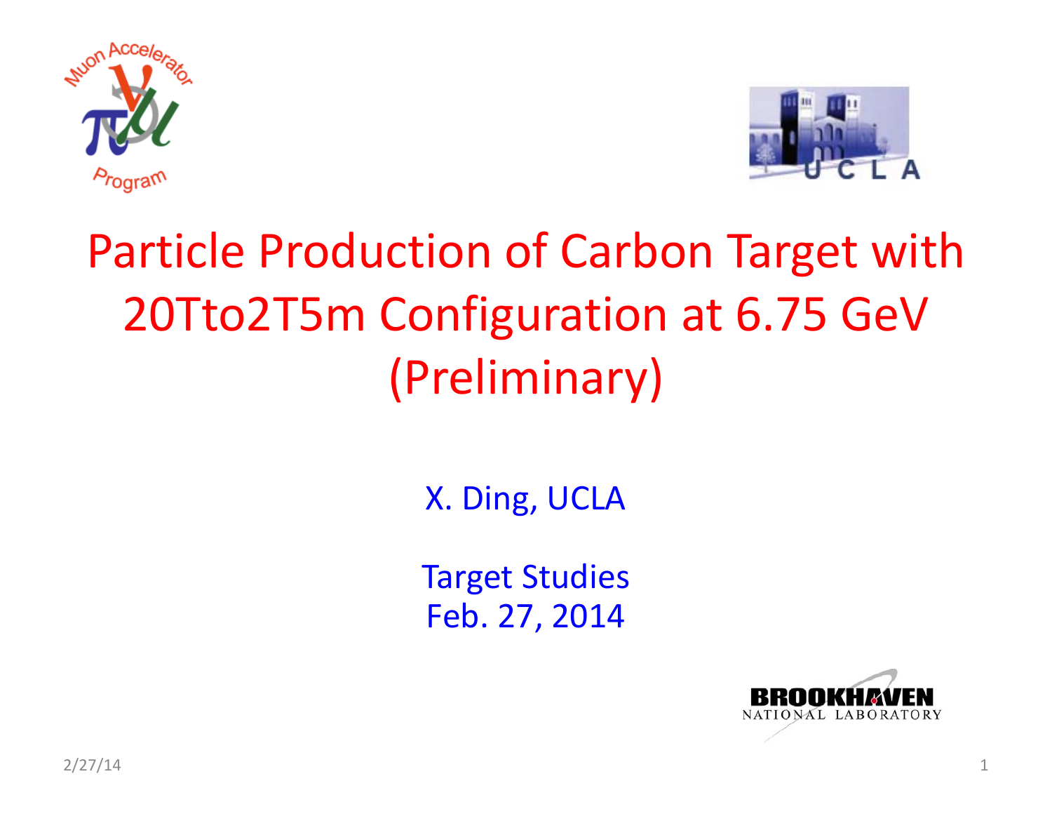# Particle Production of Carbon Target with 20Tto2T5m Configuration at 6.75 GeV (Preliminary)

X. Ding, UCLA

Target Studies
Feb. 27, 2014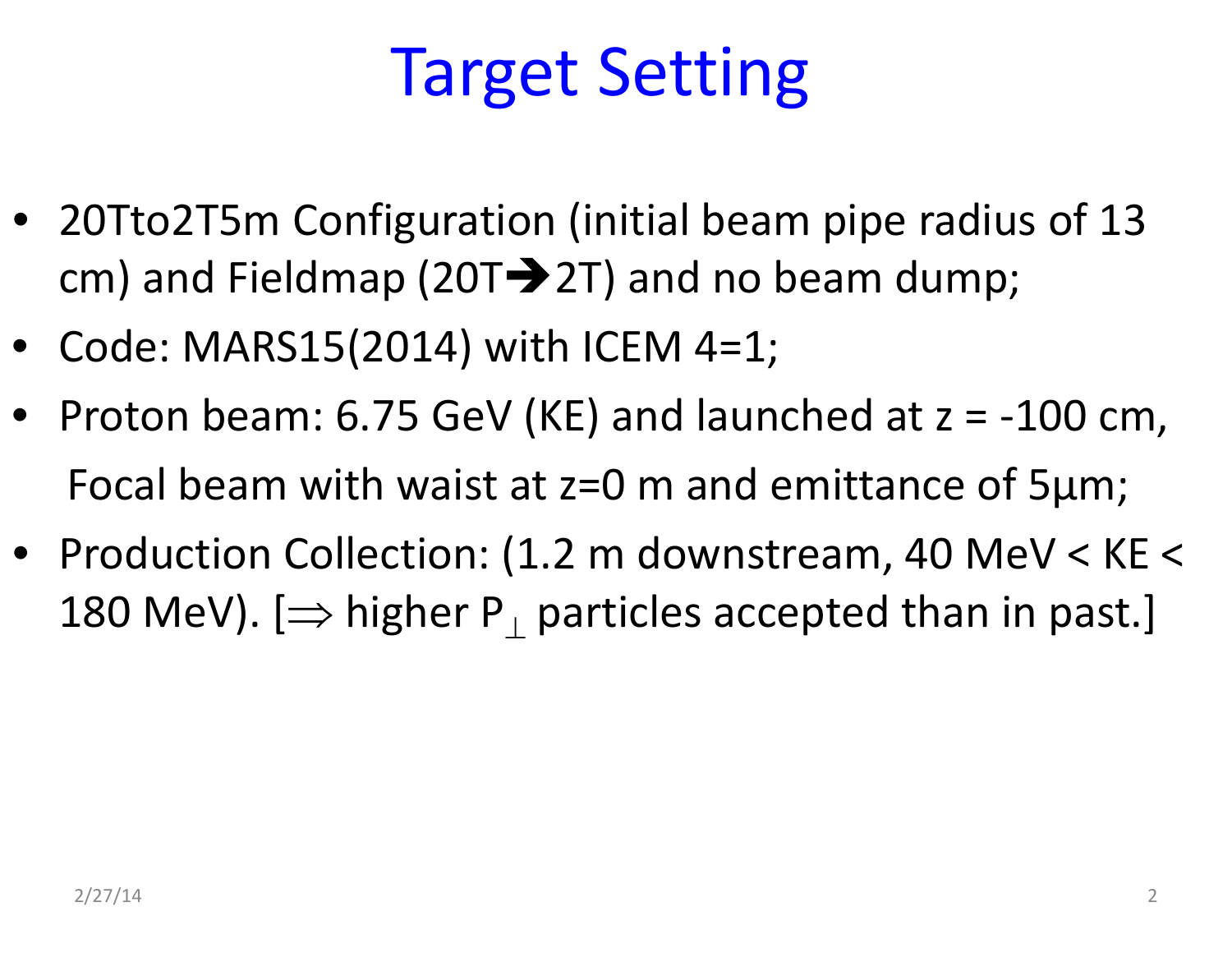# Target Setting

- 20Tto2T5m Configuration (initial beam pipe radius of 13 cm) and Fieldmap (20T➔2T) and no beam dump;
- Code: MARS15(2014) with ICEM 4=1;
- Proton beam: 6.75 GeV (KE) and launched at z = -100 cm,
  Focal beam with waist at z=0 m and emittance of 5µm;
- Production Collection: (1.2 m downstream, 40 MeV < KE < 180 MeV). [$\Rightarrow$ higher $P_{\perp}$ particles accepted than in past.]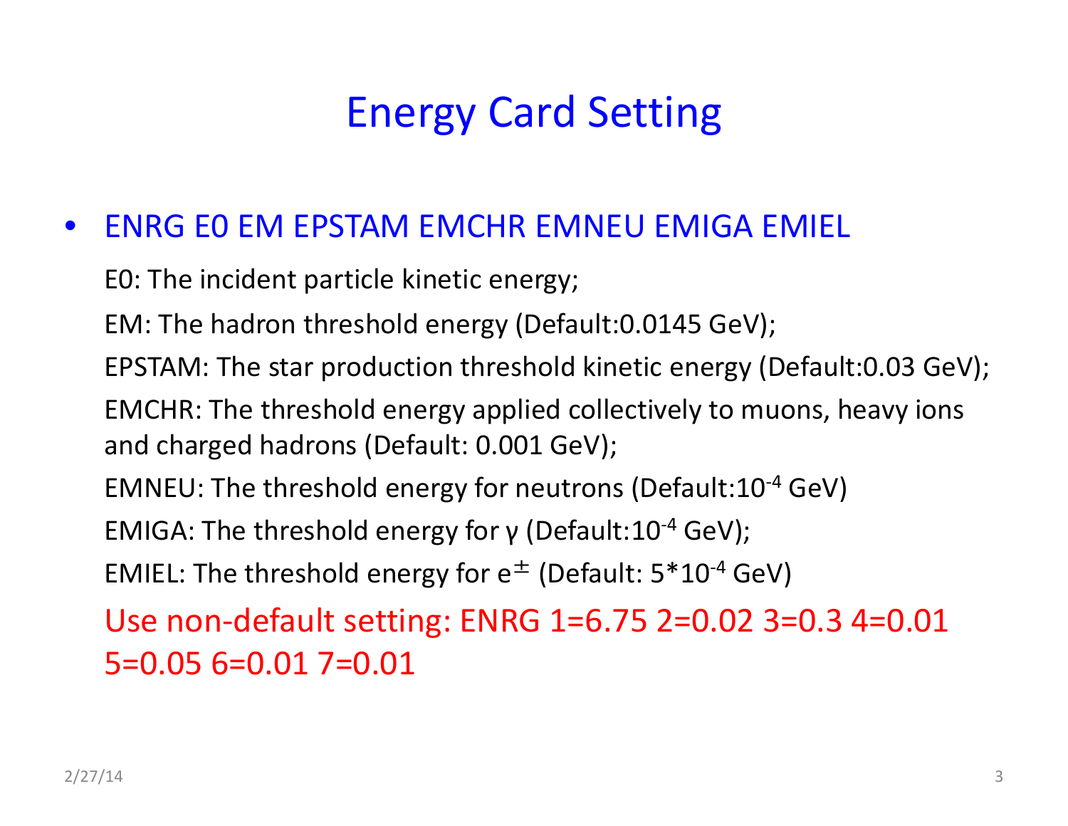# Energy Card Setting

- ENRG E0 EM EPSTAM EMCHR EMNEU EMIGA EMIEL

  E0: The incident particle kinetic energy;

  EM: The hadron threshold energy (Default:0.0145 GeV);

  EPSTAM: The star production threshold kinetic energy (Default:0.03 GeV);

  EMCHR: The threshold energy applied collectively to muons, heavy ions and charged hadrons (Default: 0.001 GeV);

  EMNEU: The threshold energy for neutrons (Default:$10^{-4}$ GeV)

  EMIGA: The threshold energy for γ (Default:$10^{-4}$ GeV);

  EMIEL: The threshold energy for $e^{\pm}$ (Default: $5*10^{-4}$ GeV)

  Use non-default setting: ENRG 1=6.75 2=0.02 3=0.3 4=0.01 5=0.05 6=0.01 7=0.01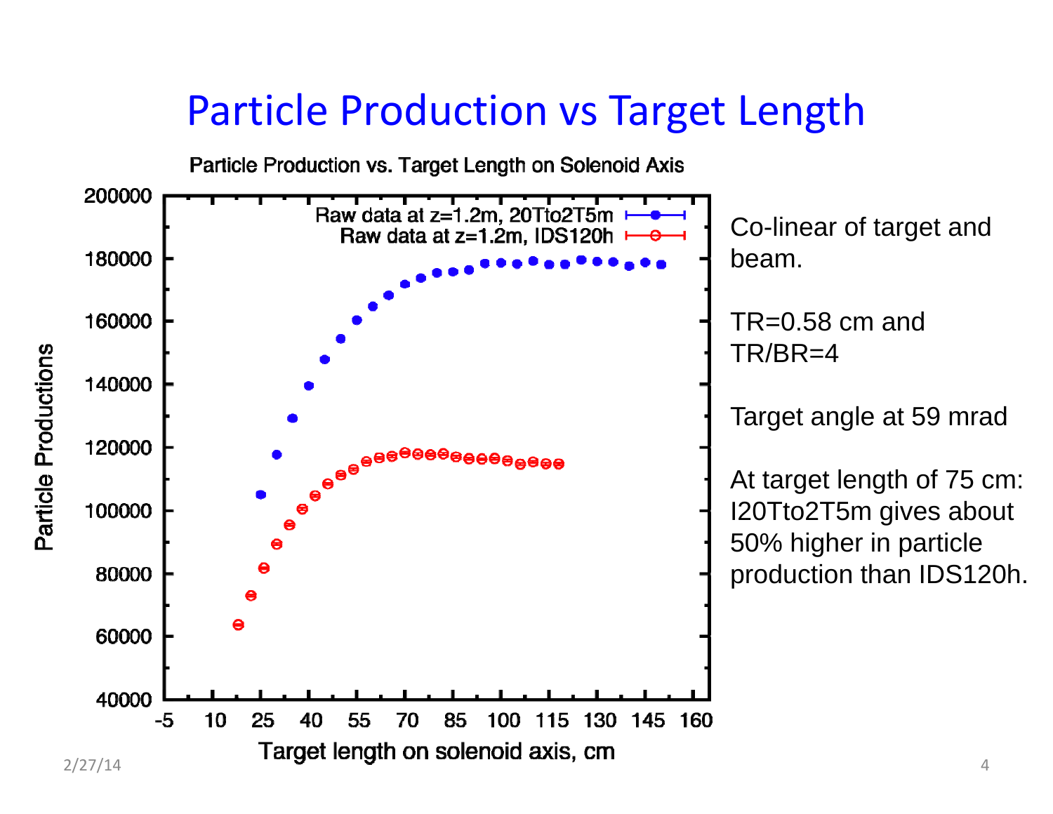# Particle Production vs Target Length

Particle Production vs. Target Length on Solenoid Axis

Raw data at z=1.2m, 20Tto2T5m

Raw data at z=1.2m, IDS120h

Particle Productions

Target length on solenoid axis, cm

Co-linear of target and beam.

TR=0.58 cm and TR/BR=4

Target angle at 59 mrad

At target length of 75 cm: I20Tto2T5m gives about 50% higher in particle production than IDS120h.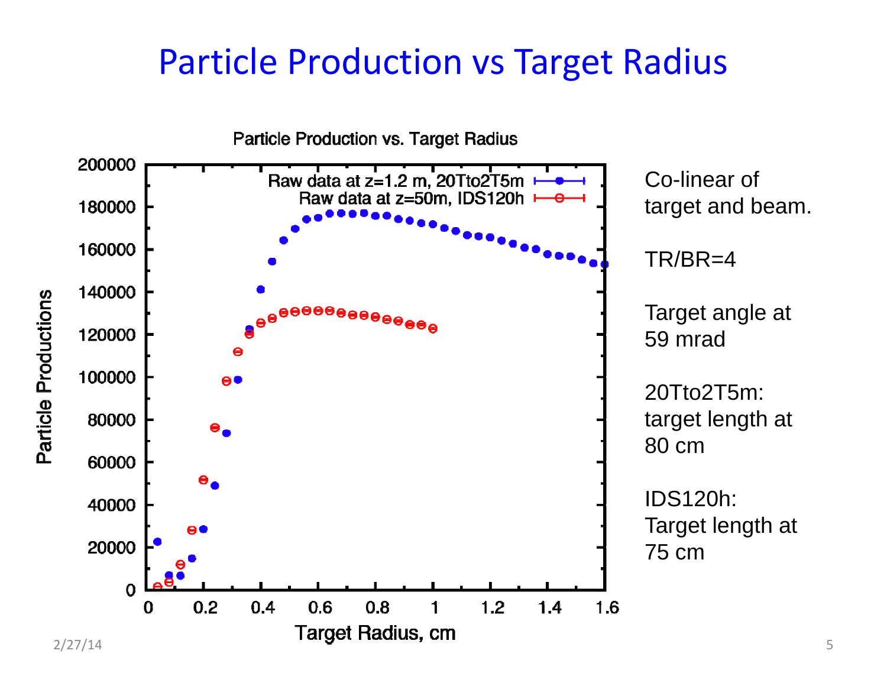# Particle Production vs Target Radius

Particle Production vs. Target Radius

Particle Productions

Target Radius, cm

Raw data at z=1.2 m, 20Tto2T5m

Raw data at z=50m, IDS120h

Co-linear of target and beam.

TR/BR=4

Target angle at 59 mrad

20Tto2T5m: target length at 80 cm

IDS120h: Target length at 75 cm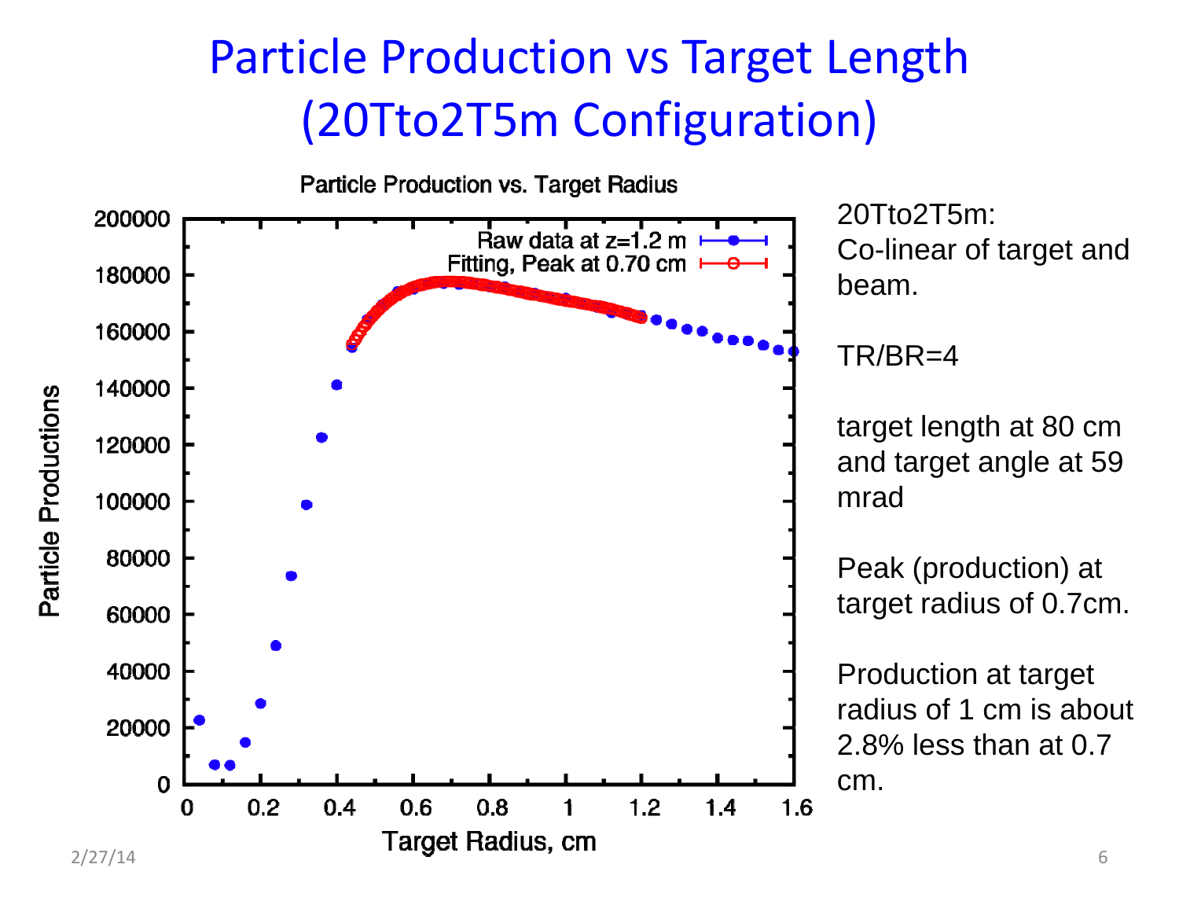# Particle Production vs Target Length (20Tto2T5m Configuration)

Particle Production vs. Target Radius

Raw data at z=1.2 m

Fitting, Peak at 0.70 cm

Particle Productions

200000
180000
160000
140000
120000
100000
80000
60000
40000
20000
0

0
0.2
0.4
0.6
0.8
1
1.2
1.4
1.6

Target Radius, cm

20Tto2T5m: Co-linear of target and beam.

TR/BR=4

target length at 80 cm and target angle at 59 mrad

Peak (production) at target radius of 0.7cm.

Production at target radius of 1 cm is about 2.8% less than at 0.7 cm.

2/27/14